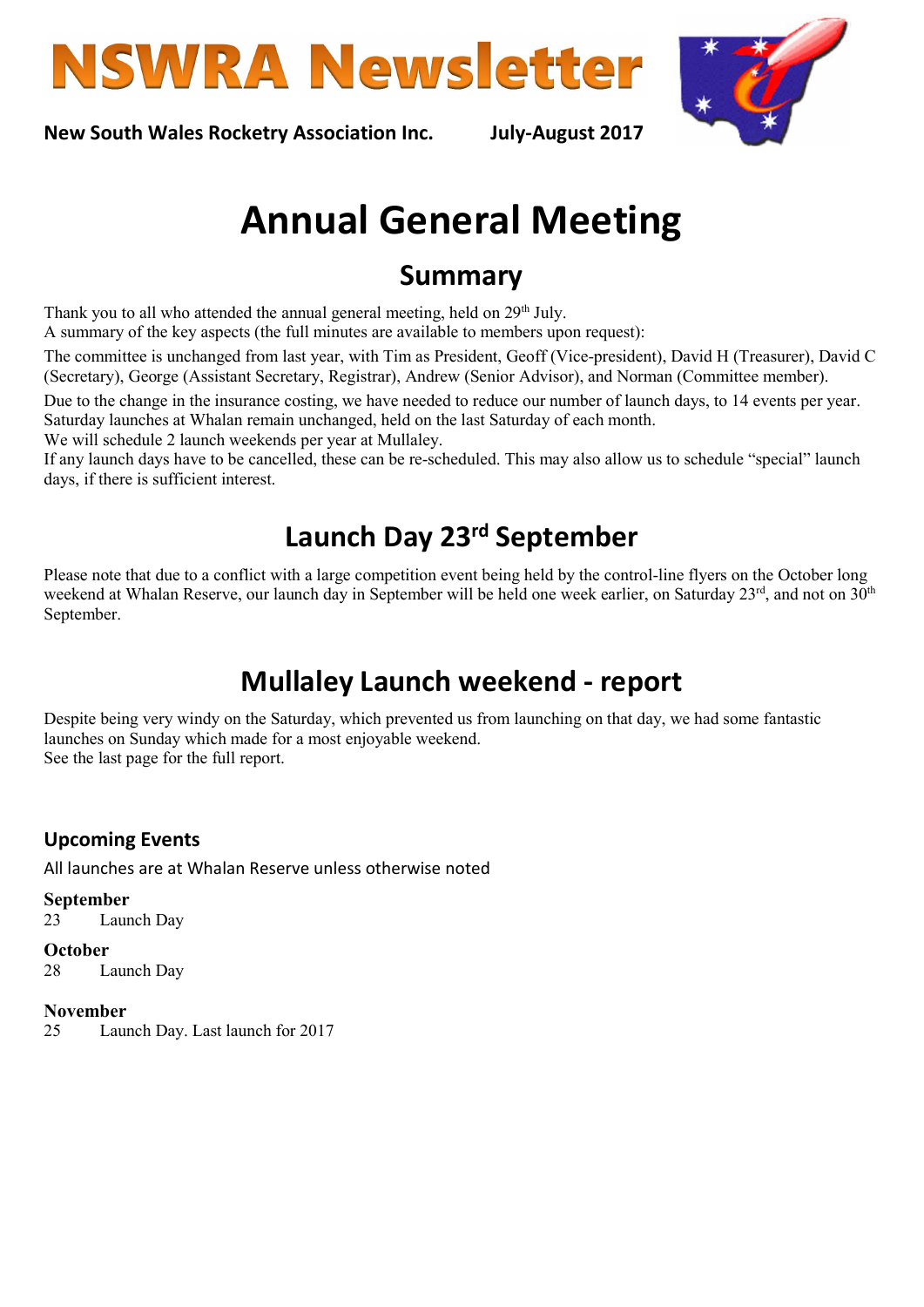# NSWRA Newsletter

**New South Wales Rocketry Association Inc.** **July-August 2017**

# Annual General Meeting

## Summary

Thank you to all who attended the annual general meeting, held on 29th July.
A summary of the key aspects (the full minutes are available to members upon request):

The committee is unchanged from last year, with Tim as President, Geoff (Vice-president), David H (Treasurer), David C (Secretary), George (Assistant Secretary, Registrar), Andrew (Senior Advisor), and Norman (Committee member).

Due to the change in the insurance costing, we have needed to reduce our number of launch days, to 14 events per year.
Saturday launches at Whalan remain unchanged, held on the last Saturday of each month.
We will schedule 2 launch weekends per year at Mullaley.
If any launch days have to be cancelled, these can be re-scheduled. This may also allow us to schedule "special" launch days, if there is sufficient interest.

## Launch Day 23rd September

Please note that due to a conflict with a large competition event being held by the control-line flyers on the October long weekend at Whalan Reserve, our launch day in September will be held one week earlier, on Saturday 23rd, and not on 30th September.

## Mullaley Launch weekend - report

Despite being very windy on the Saturday, which prevented us from launching on that day, we had some fantastic launches on Sunday which made for a most enjoyable weekend.
See the last page for the full report.

### Upcoming Events

All launches are at Whalan Reserve unless otherwise noted

**September**
23 Launch Day

**October**
28 Launch Day

**November**
25 Launch Day. Last launch for 2017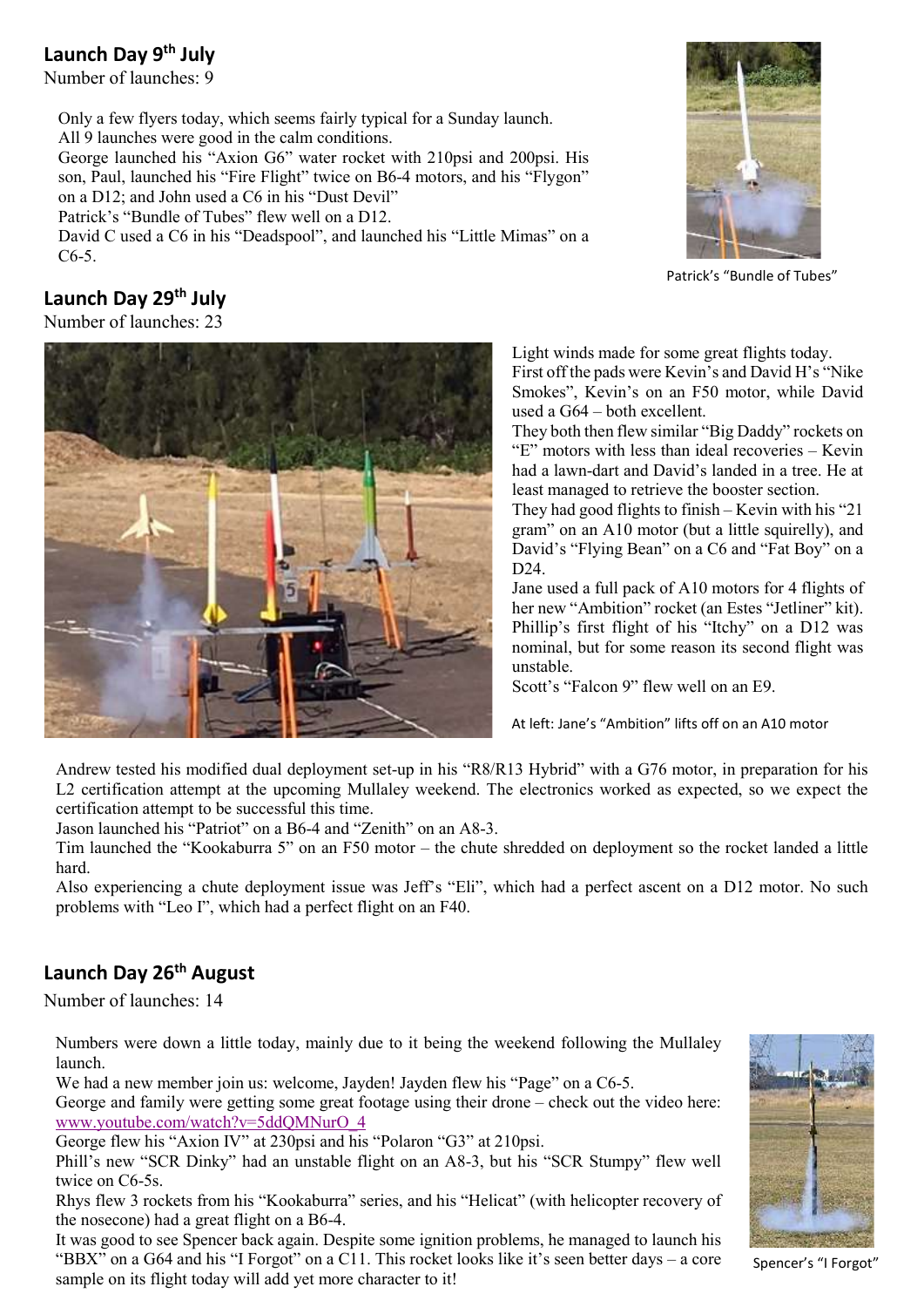## Launch Day 9th July

Number of launches: 9

Only a few flyers today, which seems fairly typical for a Sunday launch.
All 9 launches were good in the calm conditions.
George launched his "Axion G6" water rocket with 210psi and 200psi. His son, Paul, launched his "Fire Flight" twice on B6-4 motors, and his "Flygon" on a D12; and John used a C6 in his "Dust Devil"
Patrick's "Bundle of Tubes" flew well on a D12.
David C used a C6 in his "Deadspool", and launched his "Little Mimas" on a C6-5.

Patrick's "Bundle of Tubes"

## Launch Day 29th July

Number of launches: 23

Light winds made for some great flights today.
First off the pads were Kevin's and David H's "Nike Smokes", Kevin's on an F50 motor, while David used a G64 – both excellent.
They both then flew similar "Big Daddy" rockets on "E" motors with less than ideal recoveries – Kevin had a lawn-dart and David's landed in a tree. He at least managed to retrieve the booster section.
They had good flights to finish – Kevin with his "21 gram" on an A10 motor (but a little squirelly), and David's "Flying Bean" on a C6 and "Fat Boy" on a D24.
Jane used a full pack of A10 motors for 4 flights of her new "Ambition" rocket (an Estes "Jetliner" kit).
Phillip's first flight of his "Itchy" on a D12 was nominal, but for some reason its second flight was unstable.
Scott's "Falcon 9" flew well on an E9.

At left: Jane's "Ambition" lifts off on an A10 motor

Andrew tested his modified dual deployment set-up in his "R8/R13 Hybrid" with a G76 motor, in preparation for his L2 certification attempt at the upcoming Mullaley weekend. The electronics worked as expected, so we expect the certification attempt to be successful this time.
Jason launched his "Patriot" on a B6-4 and "Zenith" on an A8-3.
Tim launched the "Kookaburra 5" on an F50 motor – the chute shredded on deployment so the rocket landed a little hard.
Also experiencing a chute deployment issue was Jeff's "Eli", which had a perfect ascent on a D12 motor. No such problems with "Leo I", which had a perfect flight on an F40.

## Launch Day 26th August

Number of launches: 14

Numbers were down a little today, mainly due to it being the weekend following the Mullaley launch.
We had a new member join us: welcome, Jayden! Jayden flew his "Page" on a C6-5.
George and family were getting some great footage using their drone – check out the video here: [www.youtube.com/watch?v=5ddQMNurO_4](www.youtube.com/watch?v=5ddQMNurO_4)
George flew his "Axion IV" at 230psi and his "Polaron "G3" at 210psi.
Phill's new "SCR Dinky" had an unstable flight on an A8-3, but his "SCR Stumpy" flew well twice on C6-5s.
Rhys flew 3 rockets from his "Kookaburra" series, and his "Helicat" (with helicopter recovery of the nosecone) had a great flight on a B6-4.
It was good to see Spencer back again. Despite some ignition problems, he managed to launch his "BBX" on a G64 and his "I Forgot" on a C11. This rocket looks like it's seen better days – a core sample on its flight today will add yet more character to it!

Spencer's "I Forgot"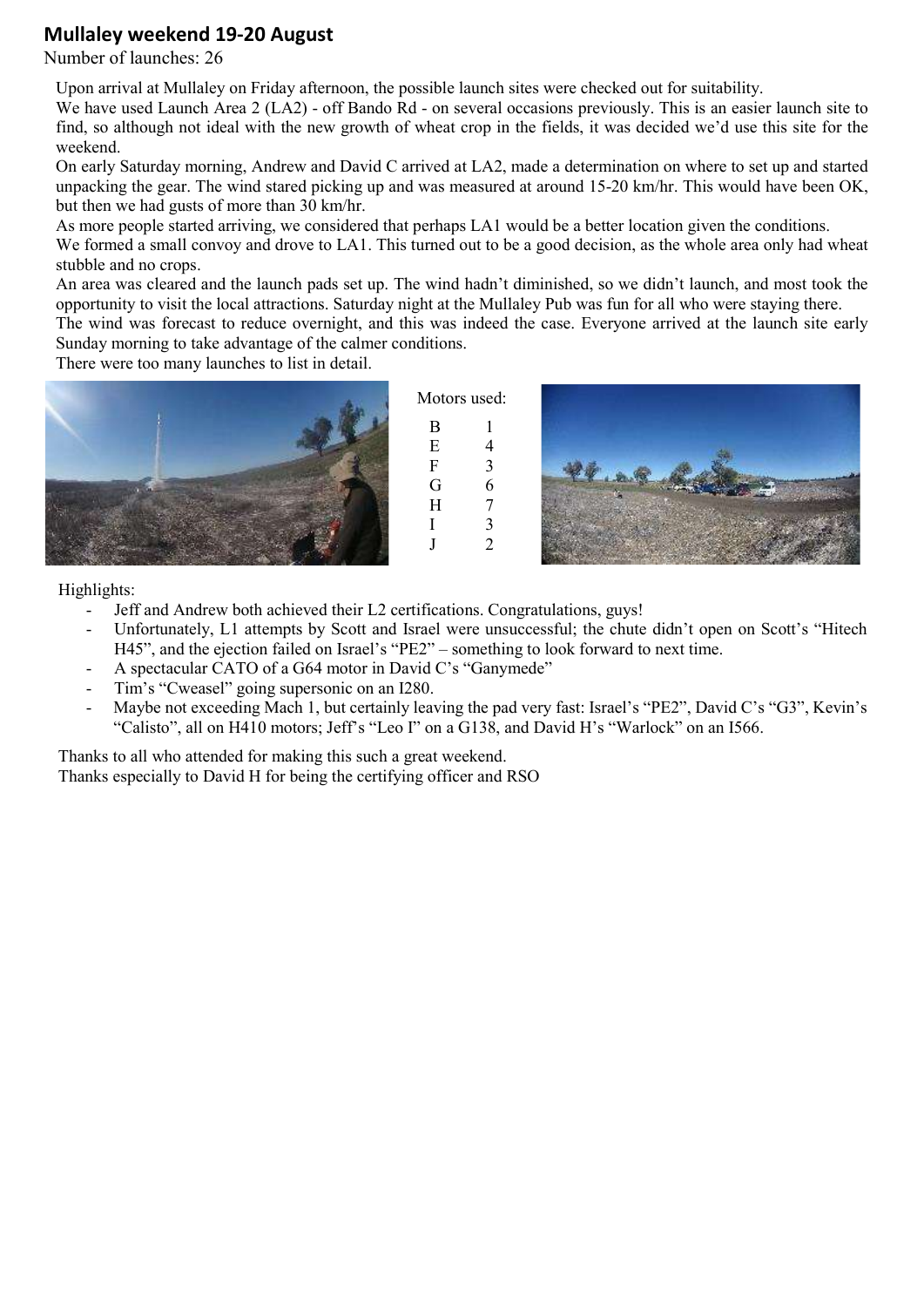## Mullaley weekend 19-20 August

Number of launches: 26

Upon arrival at Mullaley on Friday afternoon, the possible launch sites were checked out for suitability.

We have used Launch Area 2 (LA2) - off Bando Rd - on several occasions previously. This is an easier launch site to find, so although not ideal with the new growth of wheat crop in the fields, it was decided we'd use this site for the weekend.

On early Saturday morning, Andrew and David C arrived at LA2, made a determination on where to set up and started unpacking the gear. The wind stared picking up and was measured at around 15-20 km/hr. This would have been OK, but then we had gusts of more than 30 km/hr.

As more people started arriving, we considered that perhaps LA1 would be a better location given the conditions.

We formed a small convoy and drove to LA1. This turned out to be a good decision, as the whole area only had wheat stubble and no crops.

An area was cleared and the launch pads set up. The wind hadn't diminished, so we didn't launch, and most took the opportunity to visit the local attractions. Saturday night at the Mullaley Pub was fun for all who were staying there.

The wind was forecast to reduce overnight, and this was indeed the case. Everyone arrived at the launch site early Sunday morning to take advantage of the calmer conditions.

There were too many launches to list in detail.

Motors used:

| | |
|---|---|
| B | 1 |
| E | 4 |
| F | 3 |
| G | 6 |
| H | 7 |
| I | 3 |
| J | 2 |

Highlights:

- Jeff and Andrew both achieved their L2 certifications. Congratulations, guys!
- Unfortunately, L1 attempts by Scott and Israel were unsuccessful; the chute didn't open on Scott's "Hitech H45", and the ejection failed on Israel's "PE2" – something to look forward to next time.
- A spectacular CATO of a G64 motor in David C's "Ganymede"
- Tim's "Cweasel" going supersonic on an I280.
- Maybe not exceeding Mach 1, but certainly leaving the pad very fast: Israel's "PE2", David C's "G3", Kevin's "Calisto", all on H410 motors; Jeff's "Leo I" on a G138, and David H's "Warlock" on an I566.

Thanks to all who attended for making this such a great weekend.

Thanks especially to David H for being the certifying officer and RSO